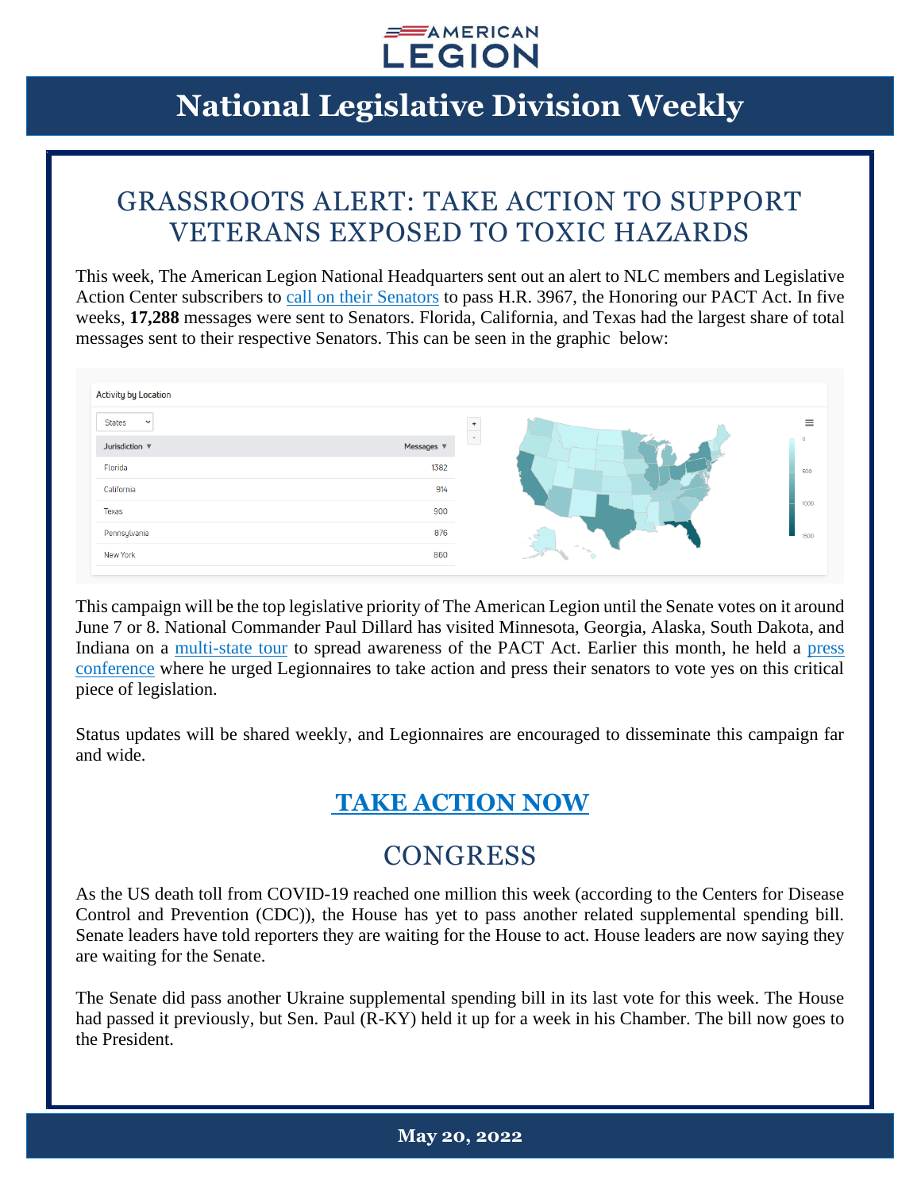# National Legislative Division Weekly

## GRASSROOTS ALERT: TAKE ACTION TO SUPPORT VETERANS EXPOSED TO TOXIC HAZARDS

This week, The American Legion National Headquarters sent out an alert to NLC members and Legislative Action Center subscribers to call on their Senators to pass H.R. 3967, the Honoring our PACT Act. In five weeks, **17,288** messages were sent to Senators. Florida, California, and Texas had the largest share of total messages sent to their respective Senators. This can be seen in the graphic below:

Activity by Location

| Jurisdiction | Messages |
|---|---|
| Florida | 1382 |
| California | 914 |
| Texas | 900 |
| Pennsylvania | 876 |
| New York | 860 |

This campaign will be the top legislative priority of The American Legion until the Senate votes on it around June 7 or 8. National Commander Paul Dillard has visited Minnesota, Georgia, Alaska, South Dakota, and Indiana on a multi-state tour to spread awareness of the PACT Act. Earlier this month, he held a press conference where he urged Legionnaires to take action and press their senators to vote yes on this critical piece of legislation.

Status updates will be shared weekly, and Legionnaires are encouraged to disseminate this campaign far and wide.

### TAKE ACTION NOW

## CONGRESS

As the US death toll from COVID-19 reached one million this week (according to the Centers for Disease Control and Prevention (CDC)), the House has yet to pass another related supplemental spending bill. Senate leaders have told reporters they are waiting for the House to act. House leaders are now saying they are waiting for the Senate.

The Senate did pass another Ukraine supplemental spending bill in its last vote for this week. The House had passed it previously, but Sen. Paul (R-KY) held it up for a week in his Chamber. The bill now goes to the President.

May 20, 2022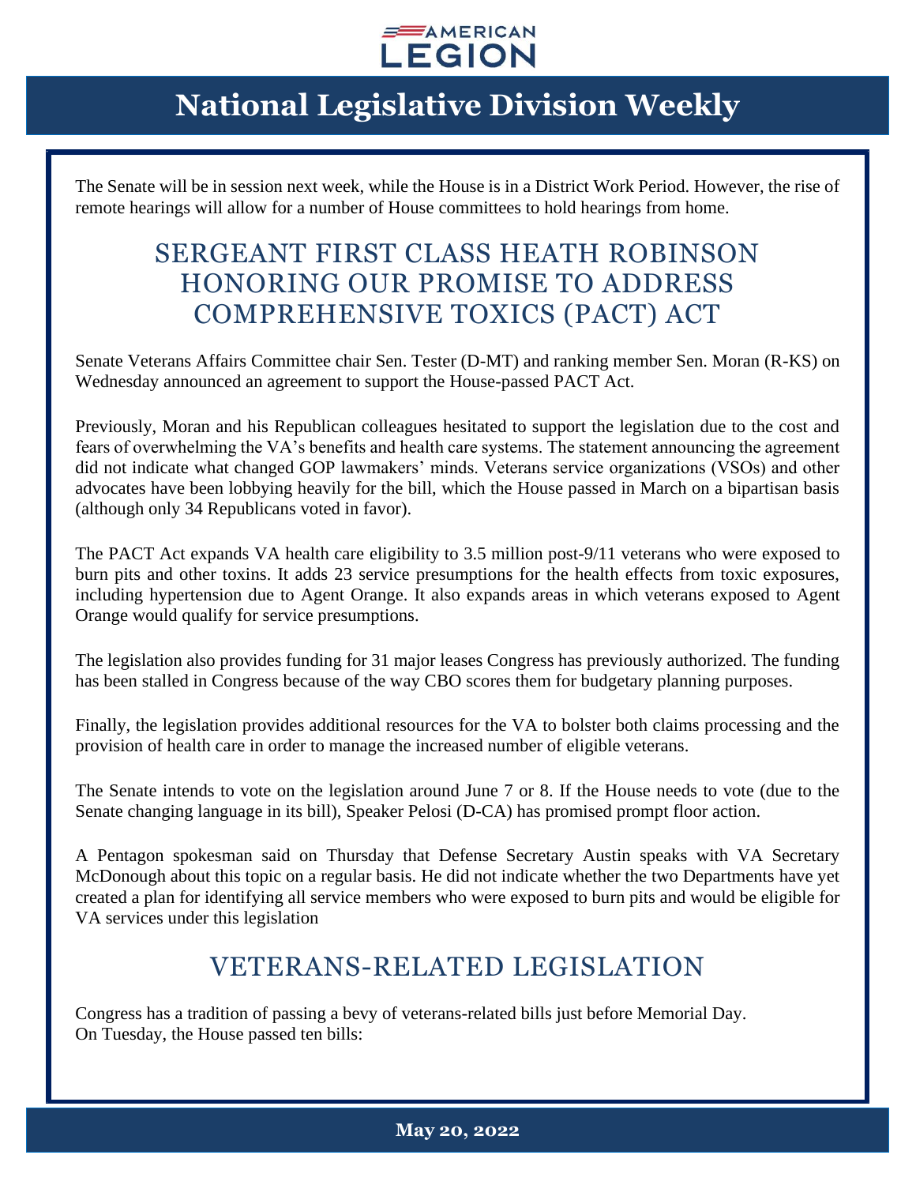The Senate will be in session next week, while the House is in a District Work Period. However, the rise of remote hearings will allow for a number of House committees to hold hearings from home.

## SERGEANT FIRST CLASS HEATH ROBINSON HONORING OUR PROMISE TO ADDRESS COMPREHENSIVE TOXICS (PACT) ACT

Senate Veterans Affairs Committee chair Sen. Tester (D-MT) and ranking member Sen. Moran (R-KS) on Wednesday announced an agreement to support the House-passed PACT Act.

Previously, Moran and his Republican colleagues hesitated to support the legislation due to the cost and fears of overwhelming the VA's benefits and health care systems. The statement announcing the agreement did not indicate what changed GOP lawmakers' minds. Veterans service organizations (VSOs) and other advocates have been lobbying heavily for the bill, which the House passed in March on a bipartisan basis (although only 34 Republicans voted in favor).

The PACT Act expands VA health care eligibility to 3.5 million post-9/11 veterans who were exposed to burn pits and other toxins. It adds 23 service presumptions for the health effects from toxic exposures, including hypertension due to Agent Orange. It also expands areas in which veterans exposed to Agent Orange would qualify for service presumptions.

The legislation also provides funding for 31 major leases Congress has previously authorized. The funding has been stalled in Congress because of the way CBO scores them for budgetary planning purposes.

Finally, the legislation provides additional resources for the VA to bolster both claims processing and the provision of health care in order to manage the increased number of eligible veterans.

The Senate intends to vote on the legislation around June 7 or 8. If the House needs to vote (due to the Senate changing language in its bill), Speaker Pelosi (D-CA) has promised prompt floor action.

A Pentagon spokesman said on Thursday that Defense Secretary Austin speaks with VA Secretary McDonough about this topic on a regular basis. He did not indicate whether the two Departments have yet created a plan for identifying all service members who were exposed to burn pits and would be eligible for VA services under this legislation

## VETERANS-RELATED LEGISLATION

Congress has a tradition of passing a bevy of veterans-related bills just before Memorial Day.
On Tuesday, the House passed ten bills: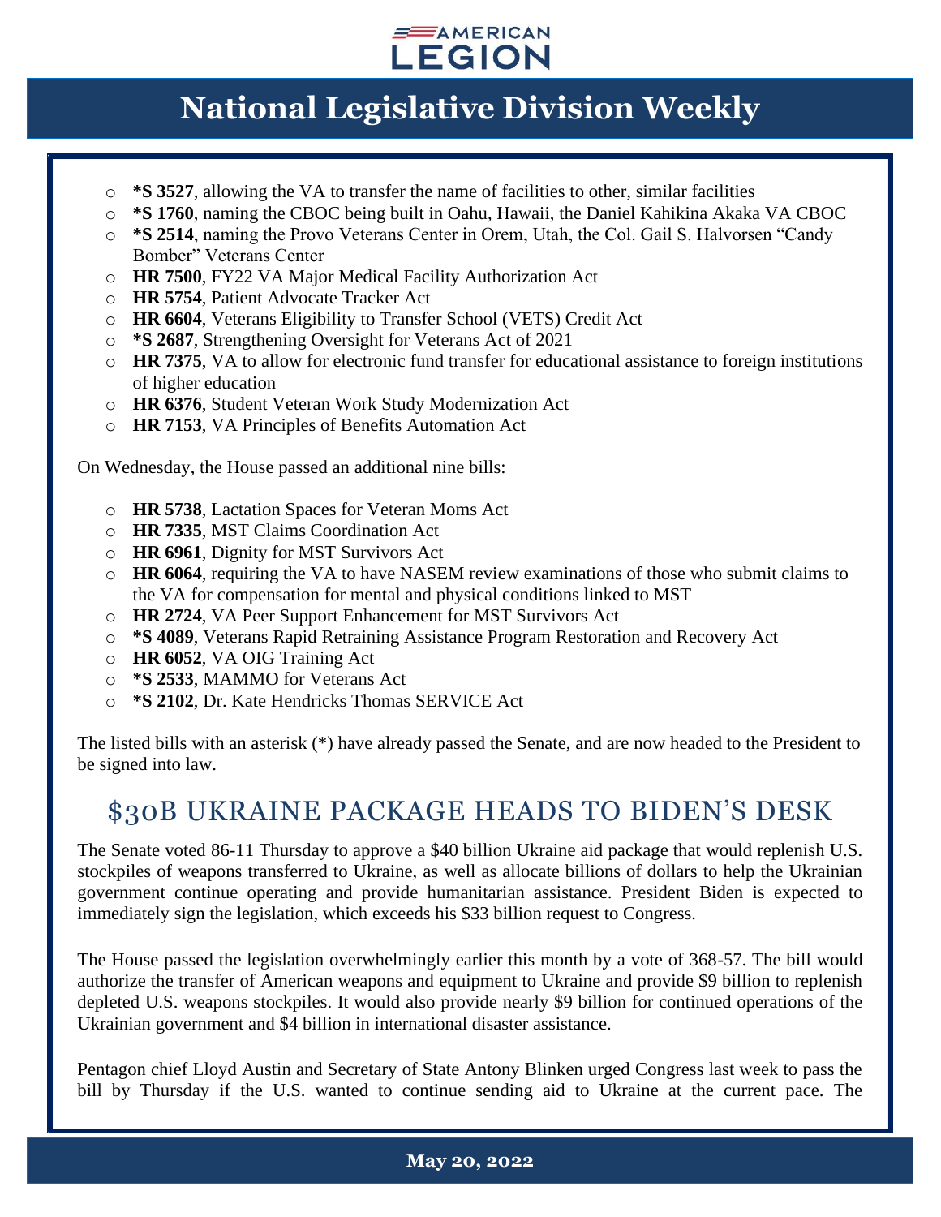- **\*S 3527**, allowing the VA to transfer the name of facilities to other, similar facilities
- **\*S 1760**, naming the CBOC being built in Oahu, Hawaii, the Daniel Kahikina Akaka VA CBOC
- **\*S 2514**, naming the Provo Veterans Center in Orem, Utah, the Col. Gail S. Halvorsen "Candy Bomber" Veterans Center
- **HR 7500**, FY22 VA Major Medical Facility Authorization Act
- **HR 5754**, Patient Advocate Tracker Act
- **HR 6604**, Veterans Eligibility to Transfer School (VETS) Credit Act
- **\*S 2687**, Strengthening Oversight for Veterans Act of 2021
- **HR 7375**, VA to allow for electronic fund transfer for educational assistance to foreign institutions of higher education
- **HR 6376**, Student Veteran Work Study Modernization Act
- **HR 7153**, VA Principles of Benefits Automation Act

On Wednesday, the House passed an additional nine bills:

- **HR 5738**, Lactation Spaces for Veteran Moms Act
- **HR 7335**, MST Claims Coordination Act
- **HR 6961**, Dignity for MST Survivors Act
- **HR 6064**, requiring the VA to have NASEM review examinations of those who submit claims to the VA for compensation for mental and physical conditions linked to MST
- **HR 2724**, VA Peer Support Enhancement for MST Survivors Act
- **\*S 4089**, Veterans Rapid Retraining Assistance Program Restoration and Recovery Act
- **HR 6052**, VA OIG Training Act
- **\*S 2533**, MAMMO for Veterans Act
- **\*S 2102**, Dr. Kate Hendricks Thomas SERVICE Act

The listed bills with an asterisk (*) have already passed the Senate, and are now headed to the President to be signed into law.

## $30B UKRAINE PACKAGE HEADS TO BIDEN'S DESK

The Senate voted 86-11 Thursday to approve a $40 billion Ukraine aid package that would replenish U.S. stockpiles of weapons transferred to Ukraine, as well as allocate billions of dollars to help the Ukrainian government continue operating and provide humanitarian assistance. President Biden is expected to immediately sign the legislation, which exceeds his $33 billion request to Congress.

The House passed the legislation overwhelmingly earlier this month by a vote of 368-57. The bill would authorize the transfer of American weapons and equipment to Ukraine and provide $9 billion to replenish depleted U.S. weapons stockpiles. It would also provide nearly $9 billion for continued operations of the Ukrainian government and $4 billion in international disaster assistance.

Pentagon chief Lloyd Austin and Secretary of State Antony Blinken urged Congress last week to pass the bill by Thursday if the U.S. wanted to continue sending aid to Ukraine at the current pace. The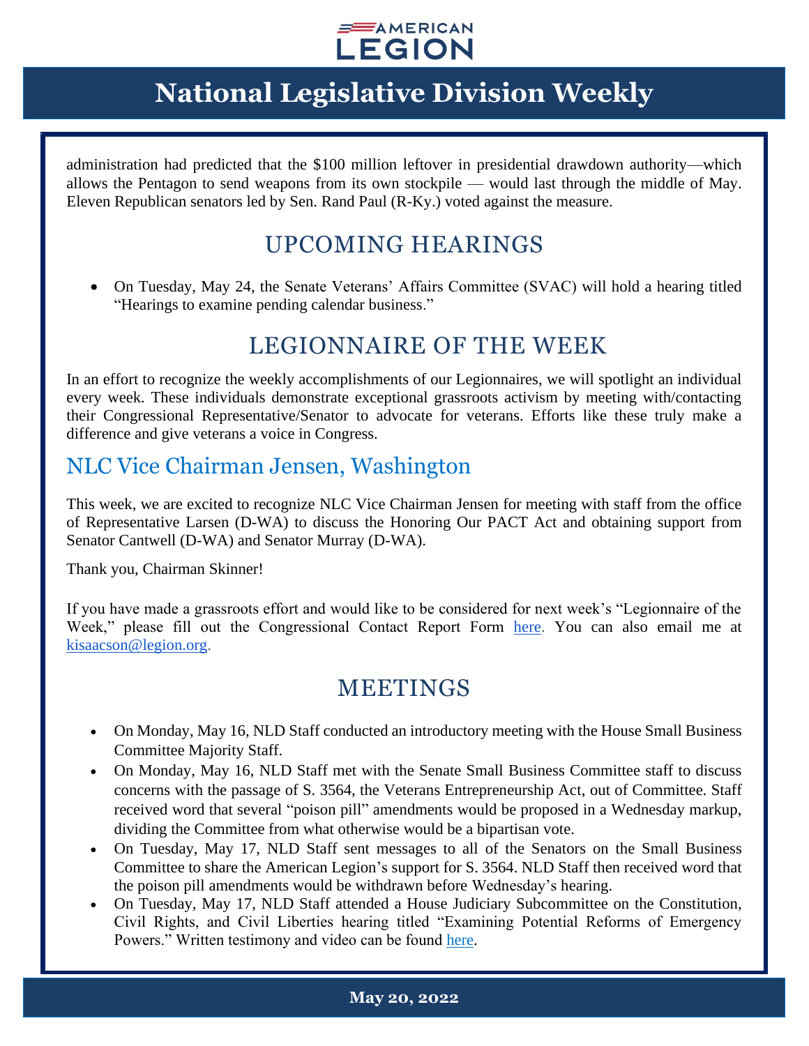administration had predicted that the $100 million leftover in presidential drawdown authority—which allows the Pentagon to send weapons from its own stockpile — would last through the middle of May. Eleven Republican senators led by Sen. Rand Paul (R-Ky.) voted against the measure.

## UPCOMING HEARINGS

- On Tuesday, May 24, the Senate Veterans' Affairs Committee (SVAC) will hold a hearing titled "Hearings to examine pending calendar business."

## LEGIONNAIRE OF THE WEEK

In an effort to recognize the weekly accomplishments of our Legionnaires, we will spotlight an individual every week. These individuals demonstrate exceptional grassroots activism by meeting with/contacting their Congressional Representative/Senator to advocate for veterans. Efforts like these truly make a difference and give veterans a voice in Congress.

### NLC Vice Chairman Jensen, Washington

This week, we are excited to recognize NLC Vice Chairman Jensen for meeting with staff from the office of Representative Larsen (D-WA) to discuss the Honoring Our PACT Act and obtaining support from Senator Cantwell (D-WA) and Senator Murray (D-WA).

Thank you, Chairman Skinner!

If you have made a grassroots effort and would like to be considered for next week's "Legionnaire of the Week," please fill out the Congressional Contact Report Form here. You can also email me at kisaacson@legion.org.

## MEETINGS

- On Monday, May 16, NLD Staff conducted an introductory meeting with the House Small Business Committee Majority Staff.
- On Monday, May 16, NLD Staff met with the Senate Small Business Committee staff to discuss concerns with the passage of S. 3564, the Veterans Entrepreneurship Act, out of Committee. Staff received word that several "poison pill" amendments would be proposed in a Wednesday markup, dividing the Committee from what otherwise would be a bipartisan vote.
- On Tuesday, May 17, NLD Staff sent messages to all of the Senators on the Small Business Committee to share the American Legion's support for S. 3564. NLD Staff then received word that the poison pill amendments would be withdrawn before Wednesday's hearing.
- On Tuesday, May 17, NLD Staff attended a House Judiciary Subcommittee on the Constitution, Civil Rights, and Civil Liberties hearing titled "Examining Potential Reforms of Emergency Powers." Written testimony and video can be found here.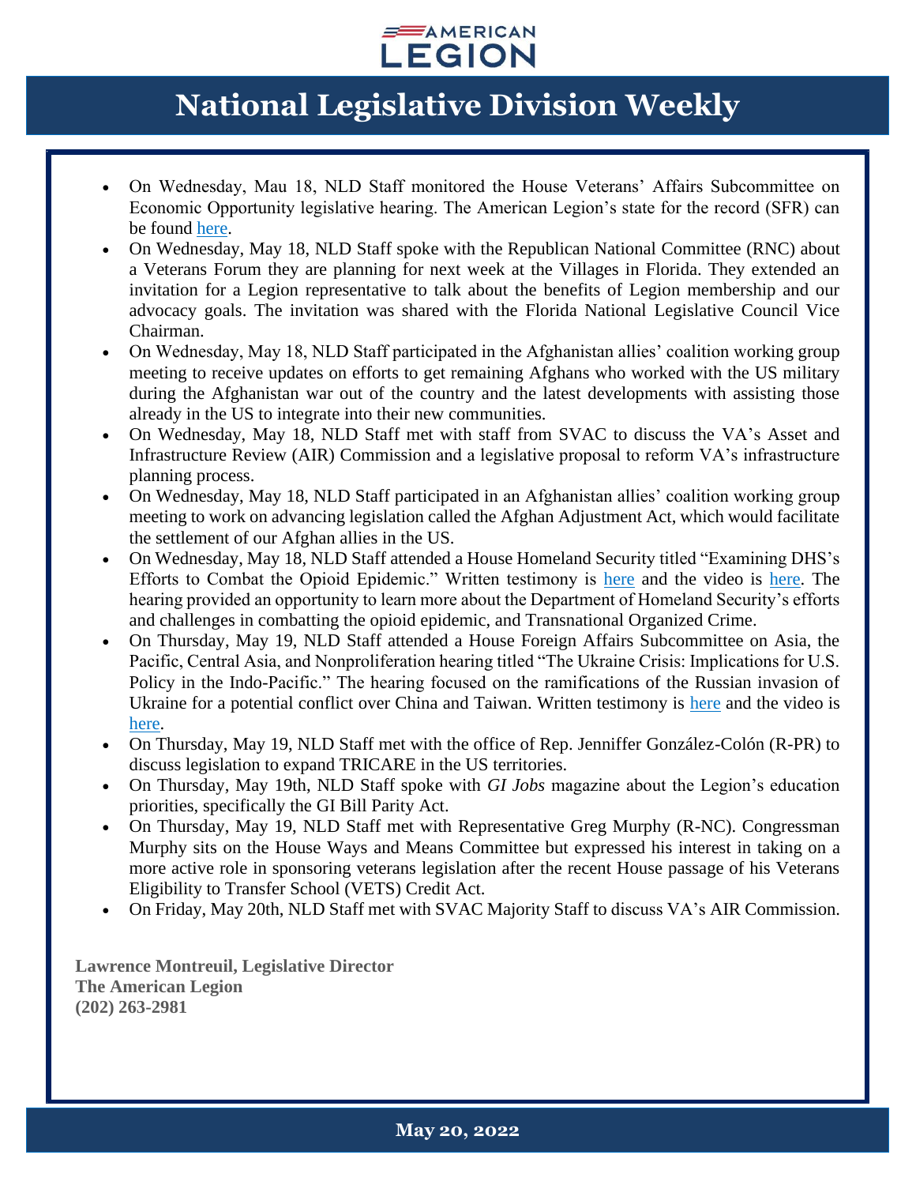# National Legislative Division Weekly

- On Wednesday, Mau 18, NLD Staff monitored the House Veterans' Affairs Subcommittee on Economic Opportunity legislative hearing. The American Legion's state for the record (SFR) can be found here.
- On Wednesday, May 18, NLD Staff spoke with the Republican National Committee (RNC) about a Veterans Forum they are planning for next week at the Villages in Florida. They extended an invitation for a Legion representative to talk about the benefits of Legion membership and our advocacy goals. The invitation was shared with the Florida National Legislative Council Vice Chairman.
- On Wednesday, May 18, NLD Staff participated in the Afghanistan allies' coalition working group meeting to receive updates on efforts to get remaining Afghans who worked with the US military during the Afghanistan war out of the country and the latest developments with assisting those already in the US to integrate into their new communities.
- On Wednesday, May 18, NLD Staff met with staff from SVAC to discuss the VA's Asset and Infrastructure Review (AIR) Commission and a legislative proposal to reform VA's infrastructure planning process.
- On Wednesday, May 18, NLD Staff participated in an Afghanistan allies' coalition working group meeting to work on advancing legislation called the Afghan Adjustment Act, which would facilitate the settlement of our Afghan allies in the US.
- On Wednesday, May 18, NLD Staff attended a House Homeland Security titled "Examining DHS's Efforts to Combat the Opioid Epidemic." Written testimony is here and the video is here. The hearing provided an opportunity to learn more about the Department of Homeland Security's efforts and challenges in combatting the opioid epidemic, and Transnational Organized Crime.
- On Thursday, May 19, NLD Staff attended a House Foreign Affairs Subcommittee on Asia, the Pacific, Central Asia, and Nonproliferation hearing titled "The Ukraine Crisis: Implications for U.S. Policy in the Indo-Pacific." The hearing focused on the ramifications of the Russian invasion of Ukraine for a potential conflict over China and Taiwan. Written testimony is here and the video is here.
- On Thursday, May 19, NLD Staff met with the office of Rep. Jenniffer González-Colón (R-PR) to discuss legislation to expand TRICARE in the US territories.
- On Thursday, May 19th, NLD Staff spoke with *GI Jobs* magazine about the Legion's education priorities, specifically the GI Bill Parity Act.
- On Thursday, May 19, NLD Staff met with Representative Greg Murphy (R-NC). Congressman Murphy sits on the House Ways and Means Committee but expressed his interest in taking on a more active role in sponsoring veterans legislation after the recent House passage of his Veterans Eligibility to Transfer School (VETS) Credit Act.
- On Friday, May 20th, NLD Staff met with SVAC Majority Staff to discuss VA's AIR Commission.

**Lawrence Montreuil, Legislative Director**
**The American Legion**
**(202) 263-2981**

**May 20, 2022**